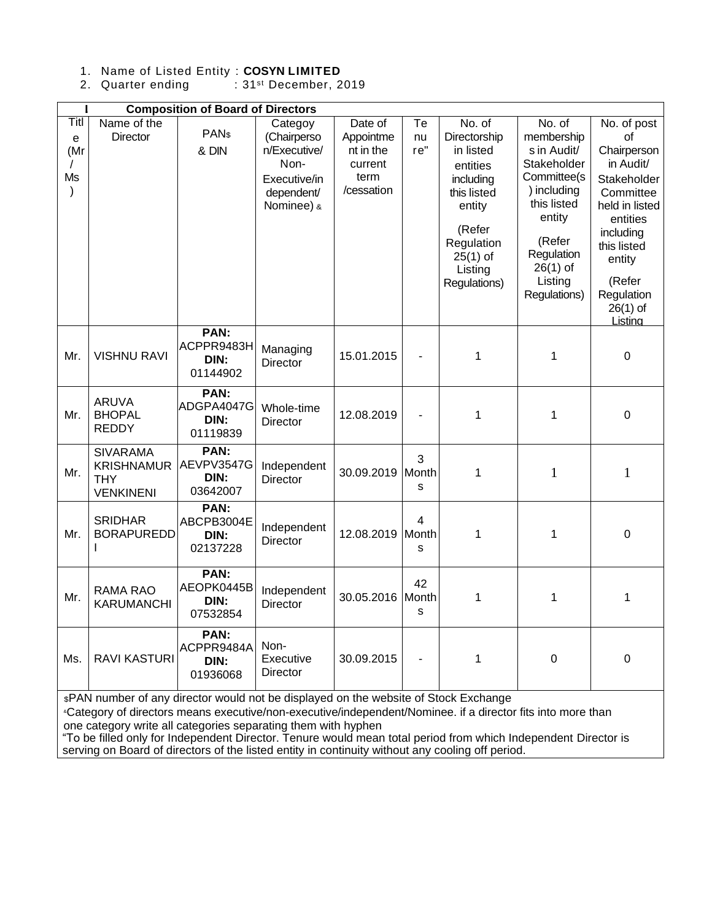1. Name of Listed Entity : **COSYN LIMITED**
2. Quarter ending : 31st December, 2019

| I | Composition of Board of Directors | | | | | | | |
|---|---|---|---|---|---|---|---|---|
| Title (Mr / Ms ) | Name of the Director | PAN$ & DIN | Category (Chairperson/Executive/ Non-Executive/independent/ Nominee) & | Date of Appointment in the current term /cessation | Tenure" | No. of Directorship in listed entities including this listed entity (Refer Regulation 25(1) of Listing Regulations) | No. of memberships in Audit/ Stakeholder Committee(s) including this listed entity (Refer Regulation 26(1) of Listing Regulations) | No. of post of Chairperson in Audit/ Stakeholder Committee held in listed entities including this listed entity (Refer Regulation 26(1) of Listing |
| Mr. | VISHNU RAVI | **PAN:** ACPPR9483H **DIN:** 01144902 | Managing Director | 15.01.2015 | - | 1 | 1 | 0 |
| Mr. | ARUVA BHOPAL REDDY | **PAN:** ADGPA4047G **DIN:** 01119839 | Whole-time Director | 12.08.2019 | - | 1 | 1 | 0 |
| Mr. | SIVARAMA KRISHNAMURTHY VENKINENI | **PAN:** AEVPV3547G **DIN:** 03642007 | Independent Director | 30.09.2019 | 3 Months | 1 | 1 | 1 |
| Mr. | SRIDHAR BORAPUREDDI | **PAN:** ABCPB3004E **DIN:** 02137228 | Independent Director | 12.08.2019 | 4 Months | 1 | 1 | 0 |
| Mr. | RAMA RAO KARUMANCHI | **PAN:** AEOPK0445B **DIN:** 07532854 | Independent Director | 30.05.2016 | 42 Months | 1 | 1 | 1 |
| Ms. | RAVI KASTURI | **PAN:** ACPPR9484A **DIN:** 01936068 | Non-Executive Director | 30.09.2015 | - | 1 | 0 | 0 |

$PAN number of any director would not be displayed on the website of Stock Exchange

&Category of directors means executive/non-executive/independent/Nominee. if a director fits into more than one category write all categories separating them with hyphen

"To be filled only for Independent Director. Tenure would mean total period from which Independent Director is serving on Board of directors of the listed entity in continuity without any cooling off period.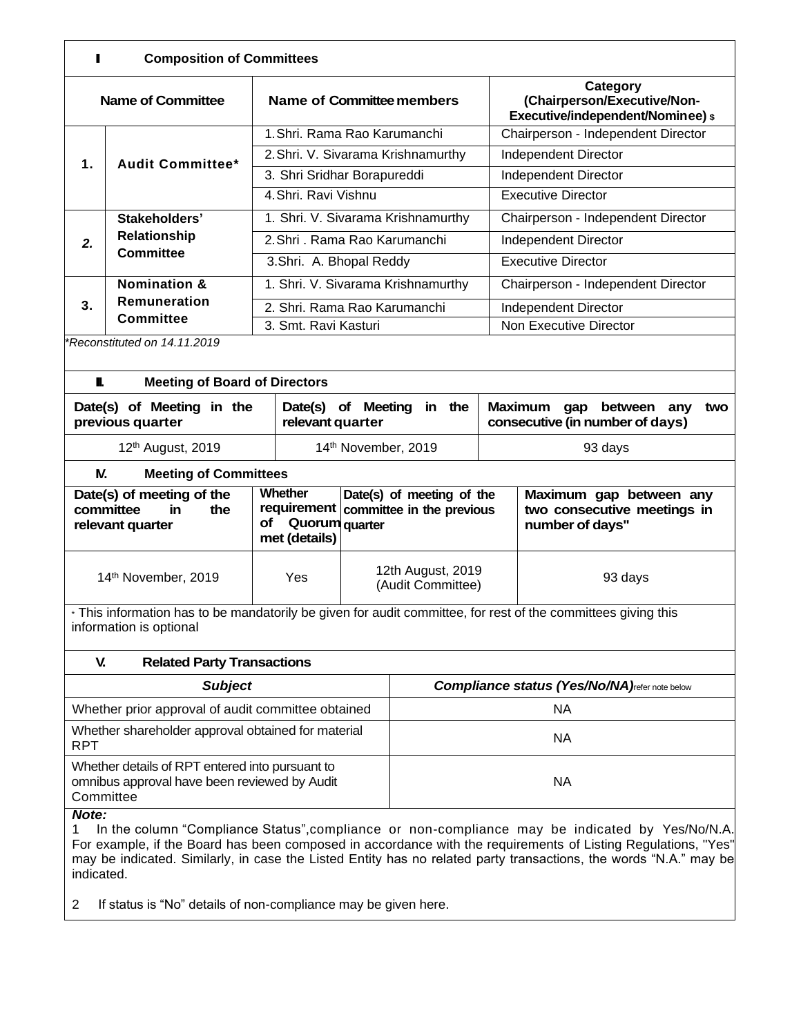## I Composition of Committees

| Name of Committee | | Name of Committee members | Category (Chairperson/Executive/Non-Executive/independent/Nominee) $ |
|---|---|---|---|
| 1. | Audit Committee* | 1. Shri. Rama Rao Karumanchi | Chairperson - Independent Director |
| | | 2. Shri. V. Sivarama Krishnamurthy | Independent Director |
| | | 3. Shri Sridhar Borapureddi | Independent Director |
| | | 4. Shri. Ravi Vishnu | Executive Director |
| *2.* | Stakeholders' Relationship Committee | 1. Shri. V. Sivarama Krishnamurthy | Chairperson - Independent Director |
| | | 2. Shri . Rama Rao Karumanchi | Independent Director |
| | | 3. Shri. A. Bhopal Reddy | Executive Director |
| 3. | Nomination & Remuneration Committee | 1. Shri. V. Sivarama Krishnamurthy | Chairperson - Independent Director |
| | | 2. Shri. Rama Rao Karumanchi | Independent Director |
| | | 3. Smt. Ravi Kasturi | Non Executive Director |

*\*Reconstituted on 14.11.2019*

## II. Meeting of Board of Directors

| Date(s) of Meeting in the previous quarter | Date(s) of Meeting in the relevant quarter | Maximum gap between any two consecutive (in number of days) |
|---|---|---|
| 12th August, 2019 | 14th November, 2019 | 93 days |

## IV. Meeting of Committees

| Date(s) of meeting of the committee in the relevant quarter | Whether requirement of Quorum met (details) | Date(s) of meeting of the committee in the previous quarter | Maximum gap between any two consecutive meetings in number of days" |
|---|---|---|---|
| 14th November, 2019 | Yes | 12th August, 2019 (Audit Committee) | 93 days |

\* This information has to be mandatorily be given for audit committee, for rest of the committees giving this information is optional

## V. Related Party Transactions

| *Subject* | *Compliance status (Yes/No/NA)* refer note below |
|---|---|
| Whether prior approval of audit committee obtained | NA |
| Whether shareholder approval obtained for material RPT | NA |
| Whether details of RPT entered into pursuant to omnibus approval have been reviewed by Audit Committee | NA |

***Note:***

1 In the column "Compliance Status",compliance or non-compliance may be indicated by Yes/No/N.A. For example, if the Board has been composed in accordance with the requirements of Listing Regulations, "Yes" may be indicated. Similarly, in case the Listed Entity has no related party transactions, the words "N.A." may be indicated.

2 If status is "No" details of non-compliance may be given here.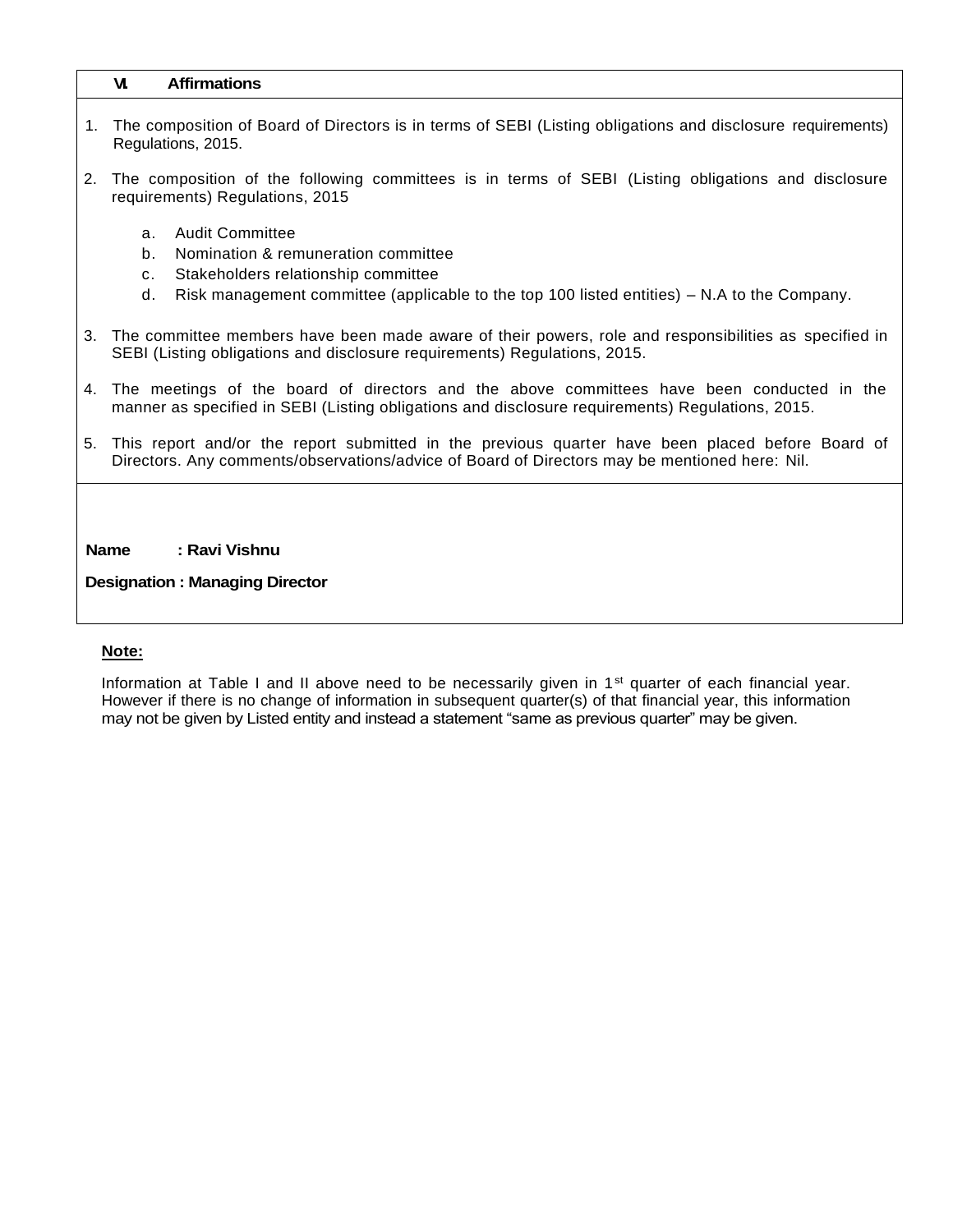### VI. Affirmations

1. The composition of Board of Directors is in terms of SEBI (Listing obligations and disclosure requirements) Regulations, 2015.

2. The composition of the following committees is in terms of SEBI (Listing obligations and disclosure requirements) Regulations, 2015

   a. Audit Committee
   b. Nomination & remuneration committee
   c. Stakeholders relationship committee
   d. Risk management committee (applicable to the top 100 listed entities) – N.A to the Company.

3. The committee members have been made aware of their powers, role and responsibilities as specified in SEBI (Listing obligations and disclosure requirements) Regulations, 2015.

4. The meetings of the board of directors and the above committees have been conducted in the manner as specified in SEBI (Listing obligations and disclosure requirements) Regulations, 2015.

5. This report and/or the report submitted in the previous quarter have been placed before Board of Directors. Any comments/observations/advice of Board of Directors may be mentioned here: Nil.

**Name : Ravi Vishnu**

**Designation : Managing Director**

**<u>Note:</u>**

Information at Table I and II above need to be necessarily given in 1st quarter of each financial year. However if there is no change of information in subsequent quarter(s) of that financial year, this information may not be given by Listed entity and instead a statement "same as previous quarter" may be given.